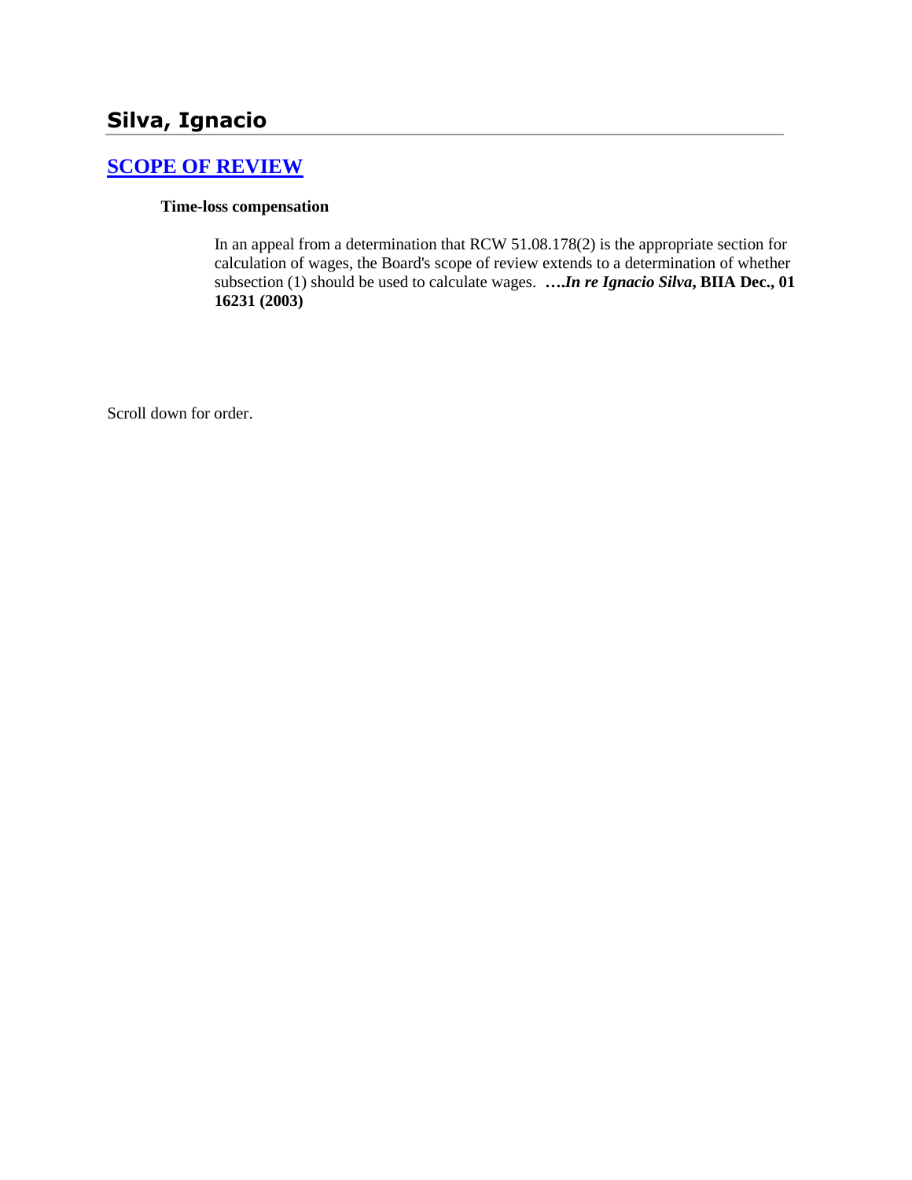# Silva, Ignacio

## SCOPE OF REVIEW

**Time-loss compensation**

In an appeal from a determination that RCW 51.08.178(2) is the appropriate section for calculation of wages, the Board's scope of review extends to a determination of whether subsection (1) should be used to calculate wages. **….*In re Ignacio Silva*, BIIA Dec., 01 16231 (2003)**

Scroll down for order.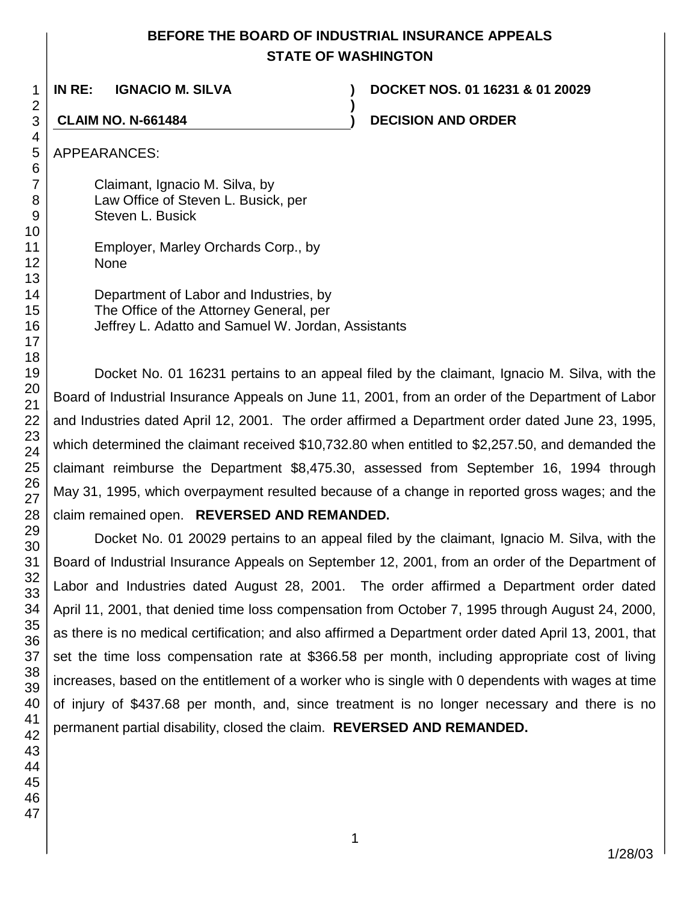# BEFORE THE BOARD OF INDUSTRIAL INSURANCE APPEALS
## STATE OF WASHINGTON

**IN RE: IGNACIO M. SILVA** ) **DOCKET NOS. 01 16231 & 01 20029**

**CLAIM NO. N-661484** ) **DECISION AND ORDER**

APPEARANCES:

Claimant, Ignacio M. Silva, by
Law Office of Steven L. Busick, per
Steven L. Busick

Employer, Marley Orchards Corp., by
None

Department of Labor and Industries, by
The Office of the Attorney General, per
Jeffrey L. Adatto and Samuel W. Jordan, Assistants

Docket No. 01 16231 pertains to an appeal filed by the claimant, Ignacio M. Silva, with the Board of Industrial Insurance Appeals on June 11, 2001, from an order of the Department of Labor and Industries dated April 12, 2001. The order affirmed a Department order dated June 23, 1995, which determined the claimant received $10,732.80 when entitled to $2,257.50, and demanded the claimant reimburse the Department $8,475.30, assessed from September 16, 1994 through May 31, 1995, which overpayment resulted because of a change in reported gross wages; and the claim remained open. **REVERSED AND REMANDED.**

Docket No. 01 20029 pertains to an appeal filed by the claimant, Ignacio M. Silva, with the Board of Industrial Insurance Appeals on September 12, 2001, from an order of the Department of Labor and Industries dated August 28, 2001. The order affirmed a Department order dated April 11, 2001, that denied time loss compensation from October 7, 1995 through August 24, 2000, as there is no medical certification; and also affirmed a Department order dated April 13, 2001, that set the time loss compensation rate at $366.58 per month, including appropriate cost of living increases, based on the entitlement of a worker who is single with 0 dependents with wages at time of injury of $437.68 per month, and, since treatment is no longer necessary and there is no permanent partial disability, closed the claim. **REVERSED AND REMANDED.**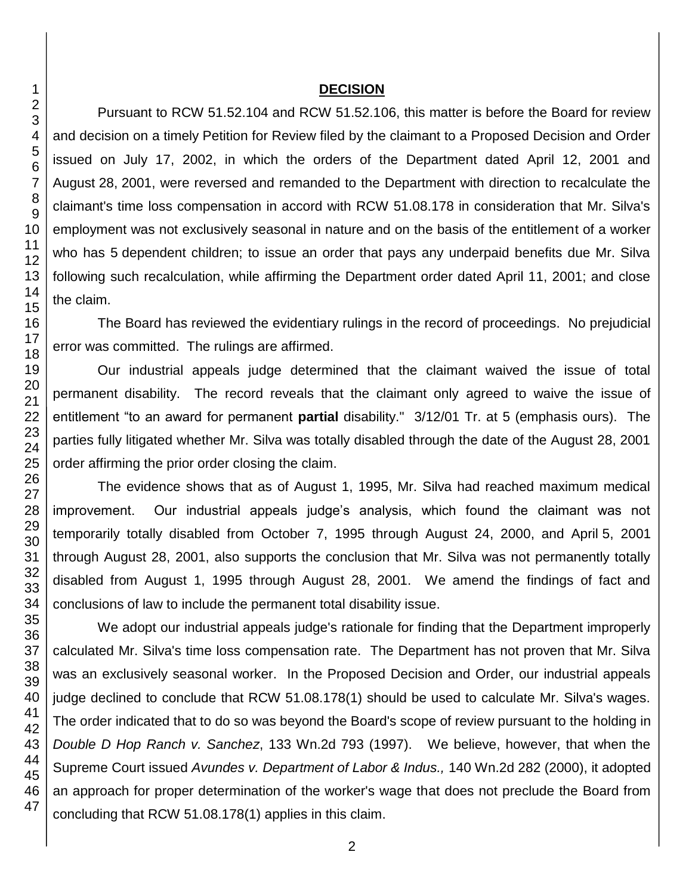## DECISION

Pursuant to RCW 51.52.104 and RCW 51.52.106, this matter is before the Board for review and decision on a timely Petition for Review filed by the claimant to a Proposed Decision and Order issued on July 17, 2002, in which the orders of the Department dated April 12, 2001 and August 28, 2001, were reversed and remanded to the Department with direction to recalculate the claimant's time loss compensation in accord with RCW 51.08.178 in consideration that Mr. Silva's employment was not exclusively seasonal in nature and on the basis of the entitlement of a worker who has 5 dependent children; to issue an order that pays any underpaid benefits due Mr. Silva following such recalculation, while affirming the Department order dated April 11, 2001; and close the claim.

The Board has reviewed the evidentiary rulings in the record of proceedings. No prejudicial error was committed. The rulings are affirmed.

Our industrial appeals judge determined that the claimant waived the issue of total permanent disability. The record reveals that the claimant only agreed to waive the issue of entitlement "to an award for permanent **partial** disability." 3/12/01 Tr. at 5 (emphasis ours). The parties fully litigated whether Mr. Silva was totally disabled through the date of the August 28, 2001 order affirming the prior order closing the claim.

The evidence shows that as of August 1, 1995, Mr. Silva had reached maximum medical improvement. Our industrial appeals judge's analysis, which found the claimant was not temporarily totally disabled from October 7, 1995 through August 24, 2000, and April 5, 2001 through August 28, 2001, also supports the conclusion that Mr. Silva was not permanently totally disabled from August 1, 1995 through August 28, 2001. We amend the findings of fact and conclusions of law to include the permanent total disability issue.

We adopt our industrial appeals judge's rationale for finding that the Department improperly calculated Mr. Silva's time loss compensation rate. The Department has not proven that Mr. Silva was an exclusively seasonal worker. In the Proposed Decision and Order, our industrial appeals judge declined to conclude that RCW 51.08.178(1) should be used to calculate Mr. Silva's wages. The order indicated that to do so was beyond the Board's scope of review pursuant to the holding in *Double D Hop Ranch v. Sanchez*, 133 Wn.2d 793 (1997). We believe, however, that when the Supreme Court issued *Avundes v. Department of Labor & Indus.,* 140 Wn.2d 282 (2000), it adopted an approach for proper determination of the worker's wage that does not preclude the Board from concluding that RCW 51.08.178(1) applies in this claim.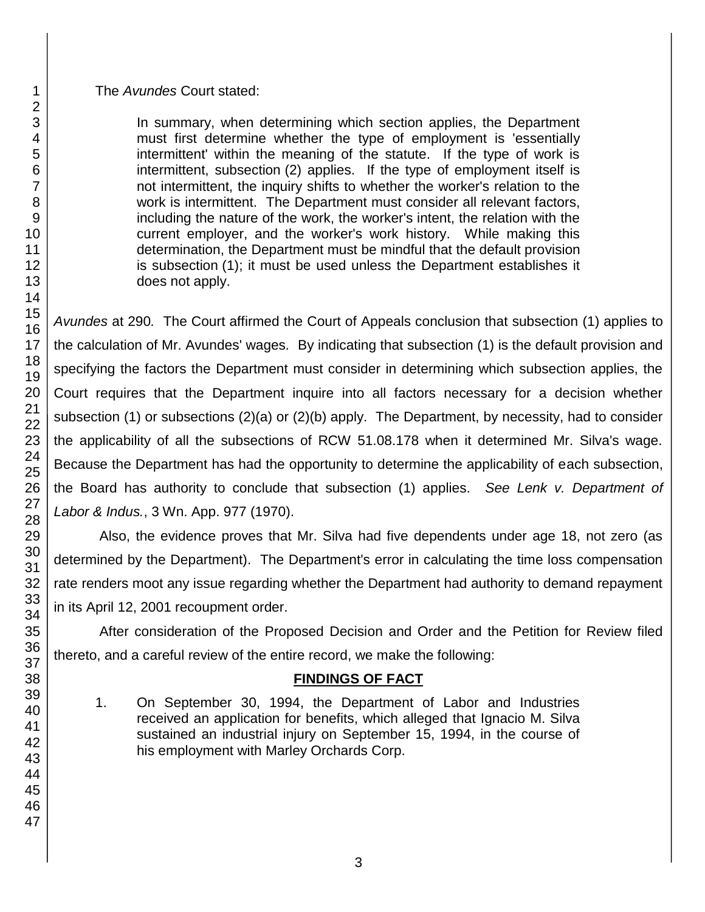The *Avundes* Court stated:

> In summary, when determining which section applies, the Department must first determine whether the type of employment is 'essentially intermittent' within the meaning of the statute. If the type of work is intermittent, subsection (2) applies. If the type of employment itself is not intermittent, the inquiry shifts to whether the worker's relation to the work is intermittent. The Department must consider all relevant factors, including the nature of the work, the worker's intent, the relation with the current employer, and the worker's work history. While making this determination, the Department must be mindful that the default provision is subsection (1); it must be used unless the Department establishes it does not apply.

*Avundes* at 290. The Court affirmed the Court of Appeals conclusion that subsection (1) applies to the calculation of Mr. Avundes' wages. By indicating that subsection (1) is the default provision and specifying the factors the Department must consider in determining which subsection applies, the Court requires that the Department inquire into all factors necessary for a decision whether subsection (1) or subsections (2)(a) or (2)(b) apply. The Department, by necessity, had to consider the applicability of all the subsections of RCW 51.08.178 when it determined Mr. Silva's wage. Because the Department has had the opportunity to determine the applicability of each subsection, the Board has authority to conclude that subsection (1) applies. *See Lenk v. Department of Labor & Indus.*, 3 Wn. App. 977 (1970).

Also, the evidence proves that Mr. Silva had five dependents under age 18, not zero (as determined by the Department). The Department's error in calculating the time loss compensation rate renders moot any issue regarding whether the Department had authority to demand repayment in its April 12, 2001 recoupment order.

After consideration of the Proposed Decision and Order and the Petition for Review filed thereto, and a careful review of the entire record, we make the following:

## FINDINGS OF FACT

1. On September 30, 1994, the Department of Labor and Industries received an application for benefits, which alleged that Ignacio M. Silva sustained an industrial injury on September 15, 1994, in the course of his employment with Marley Orchards Corp.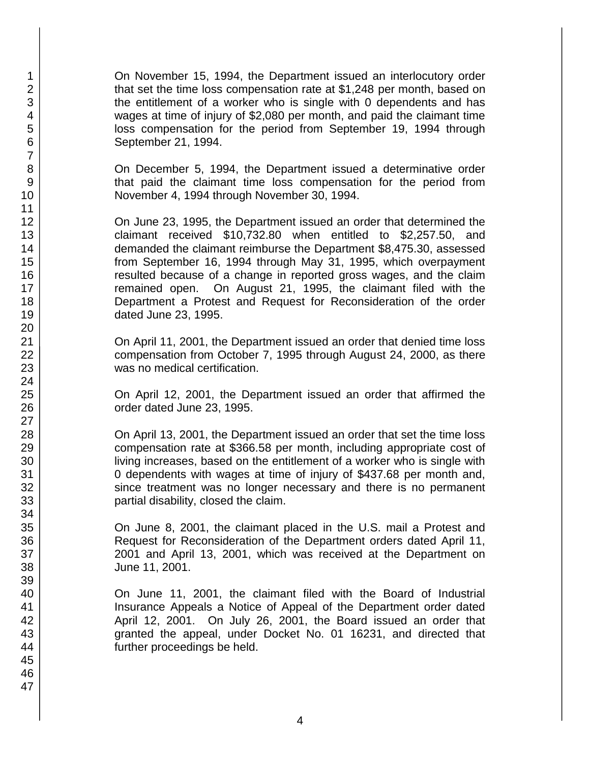On November 15, 1994, the Department issued an interlocutory order that set the time loss compensation rate at $1,248 per month, based on the entitlement of a worker who is single with 0 dependents and has wages at time of injury of $2,080 per month, and paid the claimant time loss compensation for the period from September 19, 1994 through September 21, 1994.

On December 5, 1994, the Department issued a determinative order that paid the claimant time loss compensation for the period from November 4, 1994 through November 30, 1994.

On June 23, 1995, the Department issued an order that determined the claimant received $10,732.80 when entitled to $2,257.50, and demanded the claimant reimburse the Department $8,475.30, assessed from September 16, 1994 through May 31, 1995, which overpayment resulted because of a change in reported gross wages, and the claim remained open. On August 21, 1995, the claimant filed with the Department a Protest and Request for Reconsideration of the order dated June 23, 1995.

On April 11, 2001, the Department issued an order that denied time loss compensation from October 7, 1995 through August 24, 2000, as there was no medical certification.

On April 12, 2001, the Department issued an order that affirmed the order dated June 23, 1995.

On April 13, 2001, the Department issued an order that set the time loss compensation rate at $366.58 per month, including appropriate cost of living increases, based on the entitlement of a worker who is single with 0 dependents with wages at time of injury of $437.68 per month and, since treatment was no longer necessary and there is no permanent partial disability, closed the claim.

On June 8, 2001, the claimant placed in the U.S. mail a Protest and Request for Reconsideration of the Department orders dated April 11, 2001 and April 13, 2001, which was received at the Department on June 11, 2001.

On June 11, 2001, the claimant filed with the Board of Industrial Insurance Appeals a Notice of Appeal of the Department order dated April 12, 2001. On July 26, 2001, the Board issued an order that granted the appeal, under Docket No. 01 16231, and directed that further proceedings be held.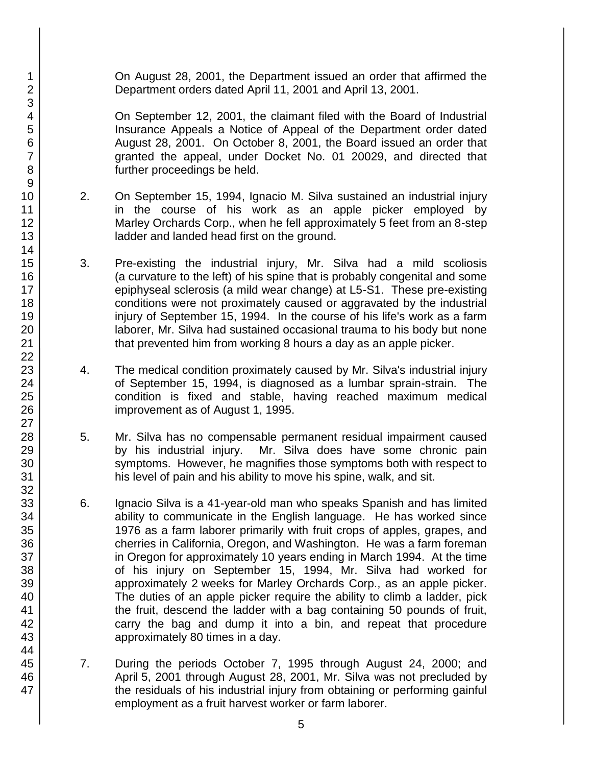On August 28, 2001, the Department issued an order that affirmed the Department orders dated April 11, 2001 and April 13, 2001.

On September 12, 2001, the claimant filed with the Board of Industrial Insurance Appeals a Notice of Appeal of the Department order dated August 28, 2001. On October 8, 2001, the Board issued an order that granted the appeal, under Docket No. 01 20029, and directed that further proceedings be held.

2. On September 15, 1994, Ignacio M. Silva sustained an industrial injury in the course of his work as an apple picker employed by Marley Orchards Corp., when he fell approximately 5 feet from an 8-step ladder and landed head first on the ground.

3. Pre-existing the industrial injury, Mr. Silva had a mild scoliosis (a curvature to the left) of his spine that is probably congenital and some epiphyseal sclerosis (a mild wear change) at L5-S1. These pre-existing conditions were not proximately caused or aggravated by the industrial injury of September 15, 1994. In the course of his life's work as a farm laborer, Mr. Silva had sustained occasional trauma to his body but none that prevented him from working 8 hours a day as an apple picker.

4. The medical condition proximately caused by Mr. Silva's industrial injury of September 15, 1994, is diagnosed as a lumbar sprain-strain. The condition is fixed and stable, having reached maximum medical improvement as of August 1, 1995.

5. Mr. Silva has no compensable permanent residual impairment caused by his industrial injury. Mr. Silva does have some chronic pain symptoms. However, he magnifies those symptoms both with respect to his level of pain and his ability to move his spine, walk, and sit.

6. Ignacio Silva is a 41-year-old man who speaks Spanish and has limited ability to communicate in the English language. He has worked since 1976 as a farm laborer primarily with fruit crops of apples, grapes, and cherries in California, Oregon, and Washington. He was a farm foreman in Oregon for approximately 10 years ending in March 1994. At the time of his injury on September 15, 1994, Mr. Silva had worked for approximately 2 weeks for Marley Orchards Corp., as an apple picker. The duties of an apple picker require the ability to climb a ladder, pick the fruit, descend the ladder with a bag containing 50 pounds of fruit, carry the bag and dump it into a bin, and repeat that procedure approximately 80 times in a day.

7. During the periods October 7, 1995 through August 24, 2000; and April 5, 2001 through August 28, 2001, Mr. Silva was not precluded by the residuals of his industrial injury from obtaining or performing gainful employment as a fruit harvest worker or farm laborer.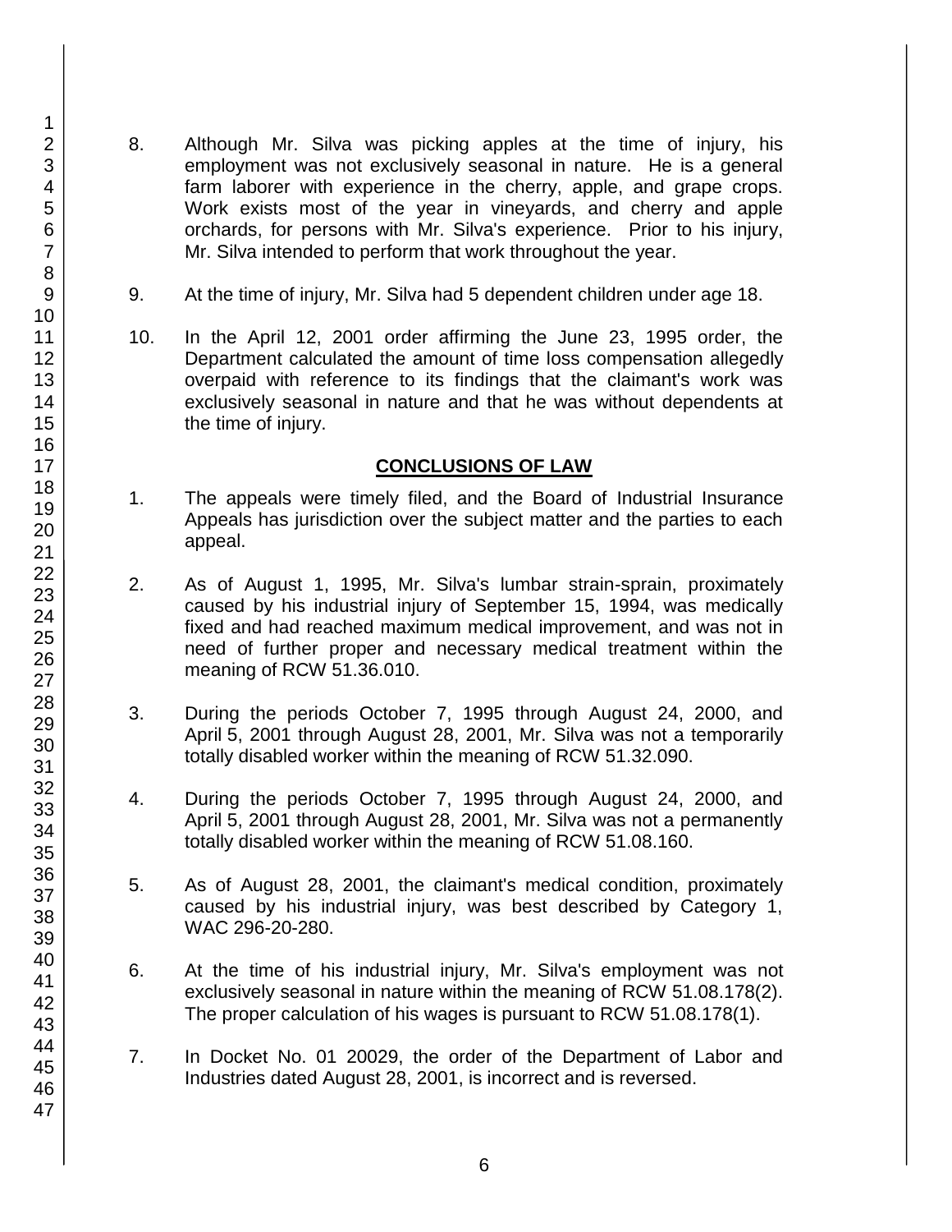8. Although Mr. Silva was picking apples at the time of injury, his employment was not exclusively seasonal in nature. He is a general farm laborer with experience in the cherry, apple, and grape crops. Work exists most of the year in vineyards, and cherry and apple orchards, for persons with Mr. Silva's experience. Prior to his injury, Mr. Silva intended to perform that work throughout the year.

9. At the time of injury, Mr. Silva had 5 dependent children under age 18.

10. In the April 12, 2001 order affirming the June 23, 1995 order, the Department calculated the amount of time loss compensation allegedly overpaid with reference to its findings that the claimant's work was exclusively seasonal in nature and that he was without dependents at the time of injury.

## CONCLUSIONS OF LAW

1. The appeals were timely filed, and the Board of Industrial Insurance Appeals has jurisdiction over the subject matter and the parties to each appeal.

2. As of August 1, 1995, Mr. Silva's lumbar strain-sprain, proximately caused by his industrial injury of September 15, 1994, was medically fixed and had reached maximum medical improvement, and was not in need of further proper and necessary medical treatment within the meaning of RCW 51.36.010.

3. During the periods October 7, 1995 through August 24, 2000, and April 5, 2001 through August 28, 2001, Mr. Silva was not a temporarily totally disabled worker within the meaning of RCW 51.32.090.

4. During the periods October 7, 1995 through August 24, 2000, and April 5, 2001 through August 28, 2001, Mr. Silva was not a permanently totally disabled worker within the meaning of RCW 51.08.160.

5. As of August 28, 2001, the claimant's medical condition, proximately caused by his industrial injury, was best described by Category 1, WAC 296-20-280.

6. At the time of his industrial injury, Mr. Silva's employment was not exclusively seasonal in nature within the meaning of RCW 51.08.178(2). The proper calculation of his wages is pursuant to RCW 51.08.178(1).

7. In Docket No. 01 20029, the order of the Department of Labor and Industries dated August 28, 2001, is incorrect and is reversed.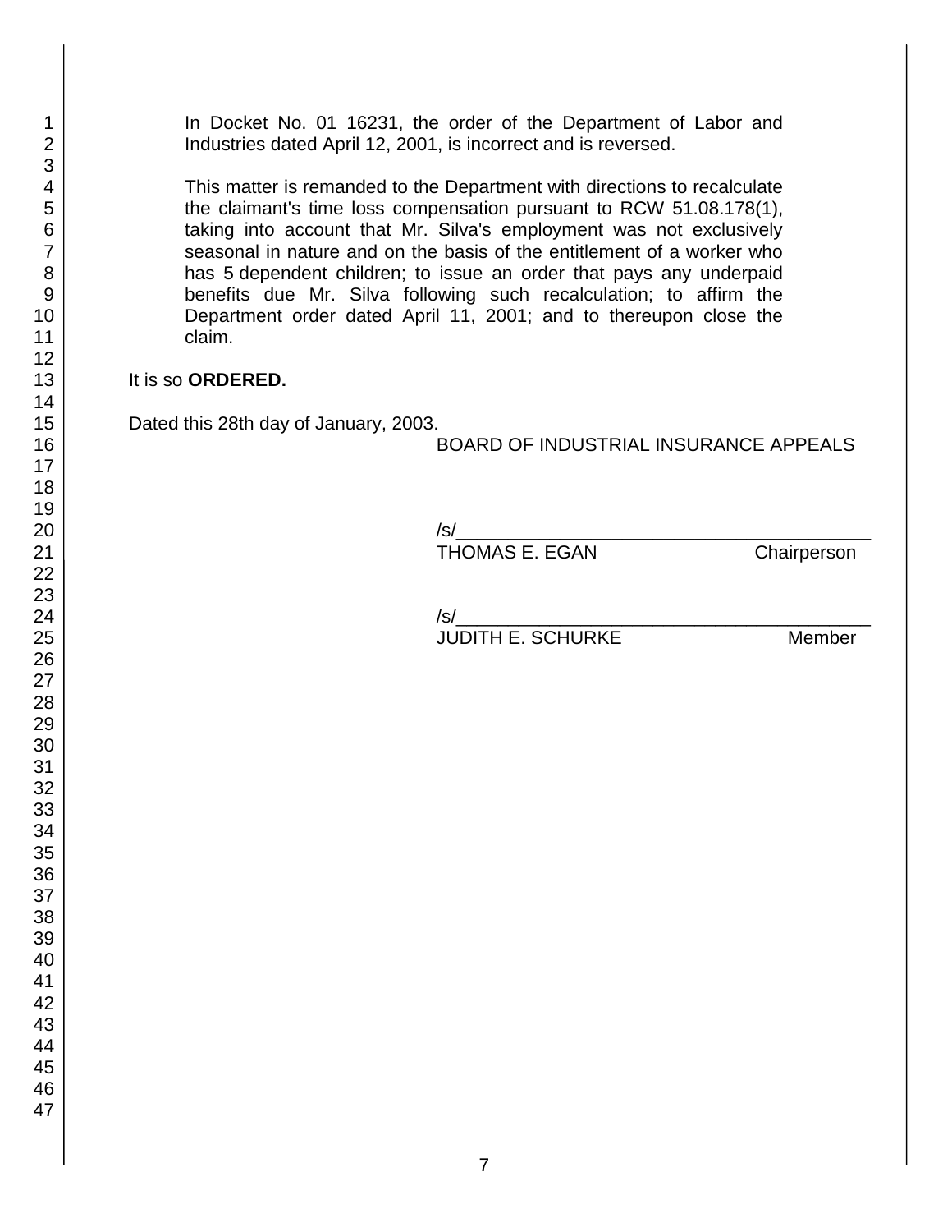In Docket No. 01 16231, the order of the Department of Labor and Industries dated April 12, 2001, is incorrect and is reversed.

This matter is remanded to the Department with directions to recalculate the claimant's time loss compensation pursuant to RCW 51.08.178(1), taking into account that Mr. Silva's employment was not exclusively seasonal in nature and on the basis of the entitlement of a worker who has 5 dependent children; to issue an order that pays any underpaid benefits due Mr. Silva following such recalculation; to affirm the Department order dated April 11, 2001; and to thereupon close the claim.

It is so **ORDERED.**

Dated this 28th day of January, 2003.

BOARD OF INDUSTRIAL INSURANCE APPEALS

/s/\_\_\_\_\_\_\_\_\_\_\_\_\_\_\_\_\_\_\_\_\_\_\_\_\_\_\_\_\_\_\_\_\_\_\_\_\_\_\_\_
THOMAS E. EGAN Chairperson

/s/\_\_\_\_\_\_\_\_\_\_\_\_\_\_\_\_\_\_\_\_\_\_\_\_\_\_\_\_\_\_\_\_\_\_\_\_\_\_\_\_
JUDITH E. SCHURKE Member